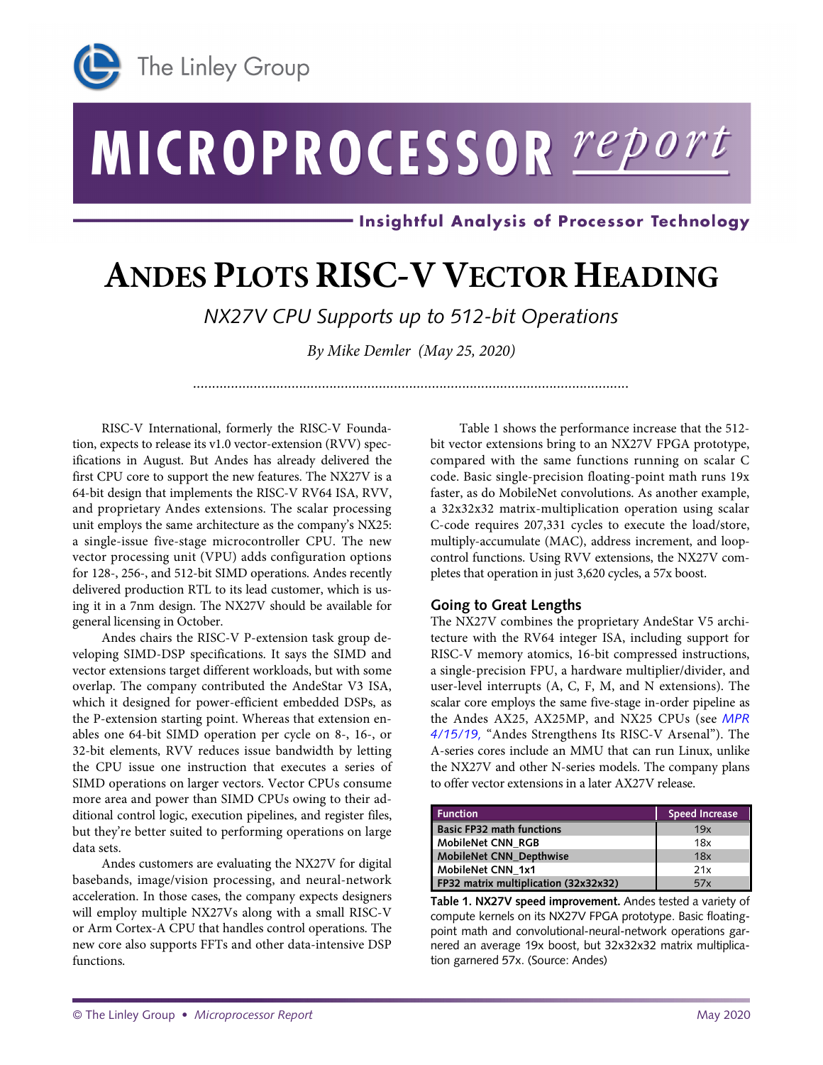# ANDES PLOTS RISC-V VECTOR HEADING

*NX27V CPU Supports up to 512-bit Operations*

*By Mike Demler (May 25, 2020)*

---

RISC-V International, formerly the RISC-V Foundation, expects to release its v1.0 vector-extension (RVV) specifications in August. But Andes has already delivered the first CPU core to support the new features. The NX27V is a 64-bit design that implements the RISC-V RV64 ISA, RVV, and proprietary Andes extensions. The scalar processing unit employs the same architecture as the company's NX25: a single-issue five-stage microcontroller CPU. The new vector processing unit (VPU) adds configuration options for 128-, 256-, and 512-bit SIMD operations. Andes recently delivered production RTL to its lead customer, which is using it in a 7nm design. The NX27V should be available for general licensing in October.

Andes chairs the RISC-V P-extension task group developing SIMD-DSP specifications. It says the SIMD and vector extensions target different workloads, but with some overlap. The company contributed the AndeStar V3 ISA, which it designed for power-efficient embedded DSPs, as the P-extension starting point. Whereas that extension enables one 64-bit SIMD operation per cycle on 8-, 16-, or 32-bit elements, RVV reduces issue bandwidth by letting the CPU issue one instruction that executes a series of SIMD operations on larger vectors. Vector CPUs consume more area and power than SIMD CPUs owing to their additional control logic, execution pipelines, and register files, but they're better suited to performing operations on large data sets.

Andes customers are evaluating the NX27V for digital basebands, image/vision processing, and neural-network acceleration. In those cases, the company expects designers will employ multiple NX27Vs along with a small RISC-V or Arm Cortex-A CPU that handles control operations. The new core also supports FFTs and other data-intensive DSP functions.

Table 1 shows the performance increase that the 512-bit vector extensions bring to an NX27V FPGA prototype, compared with the same functions running on scalar C code. Basic single-precision floating-point math runs 19x faster, as do MobileNet convolutions. As another example, a 32x32x32 matrix-multiplication operation using scalar C-code requires 207,331 cycles to execute the load/store, multiply-accumulate (MAC), address increment, and loop-control functions. Using RVV extensions, the NX27V completes that operation in just 3,620 cycles, a 57x boost.

## Going to Great Lengths

The NX27V combines the proprietary AndeStar V5 architecture with the RV64 integer ISA, including support for RISC-V memory atomics, 16-bit compressed instructions, a single-precision FPU, a hardware multiplier/divider, and user-level interrupts (A, C, F, M, and N extensions). The scalar core employs the same five-stage in-order pipeline as the Andes AX25, AX25MP, and NX25 CPUs (see *MPR 4/15/19,* "Andes Strengthens Its RISC-V Arsenal"). The A-series cores include an MMU that can run Linux, unlike the NX27V and other N-series models. The company plans to offer vector extensions in a later AX27V release.

| Function | Speed Increase |
|---|---|
| Basic FP32 math functions | 19x |
| MobileNet CNN_RGB | 18x |
| MobileNet CNN_Depthwise | 18x |
| MobileNet CNN_1x1 | 21x |
| FP32 matrix multiplication (32x32x32) | 57x |

**Table 1. NX27V speed improvement.** Andes tested a variety of compute kernels on its NX27V FPGA prototype. Basic floating-point math and convolutional-neural-network operations garnered an average 19x boost, but 32x32x32 matrix multiplication garnered 57x. (Source: Andes)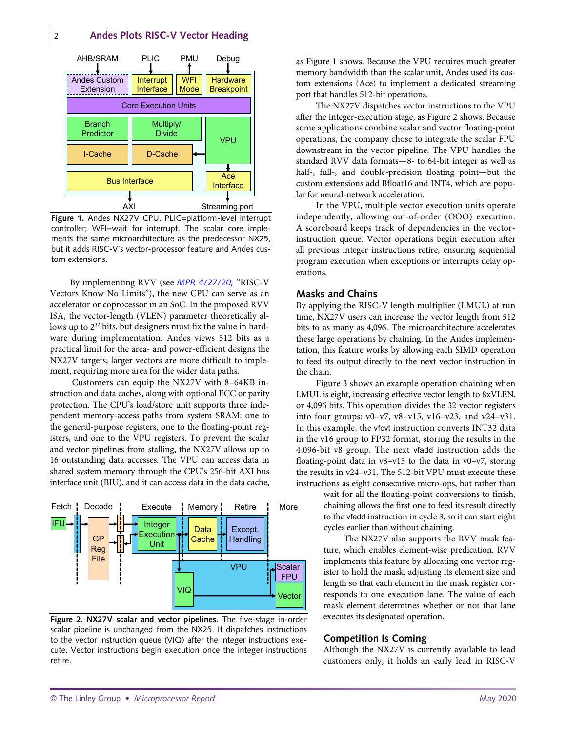**Figure 1.** Andes NX27V CPU. PLIC=platform-level interrupt controller; WFI=wait for interrupt. The scalar core implements the same microarchitecture as the predecessor NX25, but it adds RISC-V's vector-processor feature and Andes custom extensions.

By implementing RVV (see *MPR 4/27/20,* "RISC-V Vectors Know No Limits"), the new CPU can serve as an accelerator or coprocessor in an SoC. In the proposed RVV ISA, the vector-length (VLEN) parameter theoretically allows up to $2^{32}$ bits, but designers must fix the value in hardware during implementation. Andes views 512 bits as a practical limit for the area- and power-efficient designs the NX27V targets; larger vectors are more difficult to implement, requiring more area for the wider data paths.

Customers can equip the NX27V with 8–64KB instruction and data caches, along with optional ECC or parity protection. The CPU's load/store unit supports three independent memory-access paths from system SRAM: one to the general-purpose registers, one to the floating-point registers, and one to the VPU registers. To prevent the scalar and vector pipelines from stalling, the NX27V allows up to 16 outstanding data accesses. The VPU can access data in shared system memory through the CPU's 256-bit AXI bus interface unit (BIU), and it can access data in the data cache, as Figure 1 shows. Because the VPU requires much greater memory bandwidth than the scalar unit, Andes used its custom extensions (Ace) to implement a dedicated streaming port that handles 512-bit operations.

The NX27V dispatches vector instructions to the VPU after the integer-execution stage, as Figure 2 shows. Because some applications combine scalar and vector floating-point operations, the company chose to integrate the scalar FPU downstream in the vector pipeline. The VPU handles the standard RVV data formats—8- to 64-bit integer as well as half-, full-, and double-precision floating point—but the custom extensions add Bfloat16 and INT4, which are popular for neural-network acceleration.

In the VPU, multiple vector execution units operate independently, allowing out-of-order (OOO) execution. A scoreboard keeps track of dependencies in the vector-instruction queue. Vector operations begin execution after all previous integer instructions retire, ensuring sequential program execution when exceptions or interrupts delay operations.

**Figure 2. NX27V scalar and vector pipelines.** The five-stage in-order scalar pipeline is unchanged from the NX25. It dispatches instructions to the vector instruction queue (VIQ) after the integer instructions execute. Vector instructions begin execution once the integer instructions retire.

## Masks and Chains

By applying the RISC-V length multiplier (LMUL) at run time, NX27V users can increase the vector length from 512 bits to as many as 4,096. The microarchitecture accelerates these large operations by chaining. In the Andes implementation, this feature works by allowing each SIMD operation to feed its output directly to the next vector instruction in the chain.

Figure 3 shows an example operation chaining when LMUL is eight, increasing effective vector length to 8xVLEN, or 4,096 bits. This operation divides the 32 vector registers into four groups: v0–v7, v8–v15, v16–v23, and v24–v31. In this example, the vfcvt instruction converts INT32 data in the v16 group to FP32 format, storing the results in the 4,096-bit v8 group. The next vfadd instruction adds the floating-point data in v8–v15 to the data in v0–v7, storing the results in v24–v31. The 512-bit VPU must execute these instructions as eight consecutive micro-ops, but rather than wait for all the floating-point conversions to finish, chaining allows the first one to feed its result directly to the vfadd instruction in cycle 3, so it can start eight cycles earlier than without chaining.

The NX27V also supports the RVV mask feature, which enables element-wise predication. RVV implements this feature by allocating one vector register to hold the mask, adjusting its element size and length so that each element in the mask register corresponds to one execution lane. The value of each mask element determines whether or not that lane executes its designated operation.

## Competition Is Coming

Although the NX27V is currently available to lead customers only, it holds an early lead in RISC-V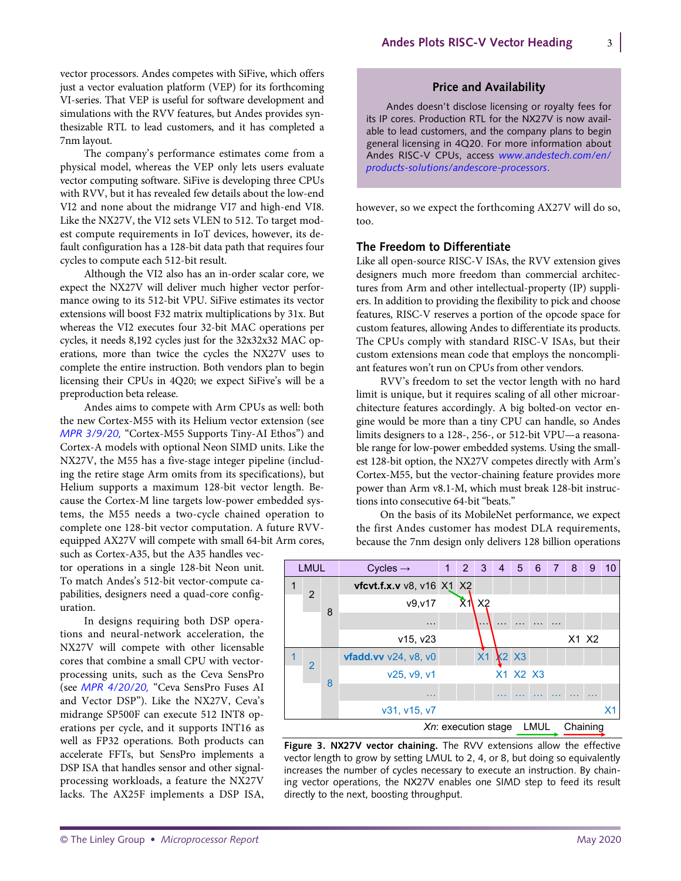vector processors. Andes competes with SiFive, which offers just a vector evaluation platform (VEP) for its forthcoming VI-series. That VEP is useful for software development and simulations with the RVV features, but Andes provides synthesizable RTL to lead customers, and it has completed a 7nm layout.

The company's performance estimates come from a physical model, whereas the VEP only lets users evaluate vector computing software. SiFive is developing three CPUs with RVV, but it has revealed few details about the low-end VI2 and none about the midrange VI7 and high-end VI8. Like the NX27V, the VI2 sets VLEN to 512. To target modest compute requirements in IoT devices, however, its default configuration has a 128-bit data path that requires four cycles to compute each 512-bit result.

Although the VI2 also has an in-order scalar core, we expect the NX27V will deliver much higher vector performance owing to its 512-bit VPU. SiFive estimates its vector extensions will boost F32 matrix multiplications by 31x. But whereas the VI2 executes four 32-bit MAC operations per cycles, it needs 8,192 cycles just for the 32x32x32 MAC operations, more than twice the cycles the NX27V uses to complete the entire instruction. Both vendors plan to begin licensing their CPUs in 4Q20; we expect SiFive's will be a preproduction beta release.

Andes aims to compete with Arm CPUs as well: both the new Cortex-M55 with its Helium vector extension (see *MPR 3/9/20,* "Cortex-M55 Supports Tiny-AI Ethos") and Cortex-A models with optional Neon SIMD units. Like the NX27V, the M55 has a five-stage integer pipeline (including the retire stage Arm omits from its specifications), but Helium supports a maximum 128-bit vector length. Because the Cortex-M line targets low-power embedded systems, the M55 needs a two-cycle chained operation to complete one 128-bit vector computation. A future RVV-equipped AX27V will compete with small 64-bit Arm cores, such as Cortex-A35, but the A35 handles vector operations in a single 128-bit Neon unit. To match Andes's 512-bit vector-compute capabilities, designers need a quad-core configuration.

In designs requiring both DSP operations and neural-network acceleration, the NX27V will compete with other licensable cores that combine a small CPU with vector-processing units, such as the Ceva SensPro (see *MPR 4/20/20,* "Ceva SensPro Fuses AI and Vector DSP"). Like the NX27V, Ceva's midrange SP500F can execute 512 INT8 operations per cycle, and it supports INT16 as well as FP32 operations. Both products can accelerate FFTs, but SensPro implements a DSP ISA that handles sensor and other signal-processing workloads, a feature the NX27V lacks. The AX25F implements a DSP ISA, however, so we expect the forthcoming AX27V will do so, too.

### Price and Availability

Andes doesn't disclose licensing or royalty fees for its IP cores. Production RTL for the NX27V is now available to lead customers, and the company plans to begin general licensing in 4Q20. For more information about Andes RISC-V CPUs, access *www.andestech.com/en/products-solutions/andescore-processors*.

## The Freedom to Differentiate

Like all open-source RISC-V ISAs, the RVV extension gives designers much more freedom than commercial architectures from Arm and other intellectual-property (IP) suppliers. In addition to providing the flexibility to pick and choose features, RISC-V reserves a portion of the opcode space for custom features, allowing Andes to differentiate its products. The CPUs comply with standard RISC-V ISAs, but their custom extensions mean code that employs the noncompliant features won't run on CPUs from other vendors.

RVV's freedom to set the vector length with no hard limit is unique, but it requires scaling of all other microarchitecture features accordingly. A big bolted-on vector engine would be more than a tiny CPU can handle, so Andes limits designers to a 128-, 256-, or 512-bit VPU—a reasonable range for low-power embedded systems. Using the smallest 128-bit option, the NX27V competes directly with Arm's Cortex-M55, but the vector-chaining feature provides more power than Arm v8.1-M, which must break 128-bit instructions into consecutive 64-bit "beats."

On the basis of its MobileNet performance, we expect the first Andes customer has modest DLA requirements, because the 7nm design only delivers 128 billion operations

| LMUL | | | Cycles → | 1 | 2 | 3 | 4 | 5 | 6 | 7 | 8 | 9 | 10 |
|---|---|---|---|---|---|---|---|---|---|---|---|---|---|
| 1 | 2 | 8 | **vfcvt.f.x.v** v8, v16 | X1 | X2 | | | | | | | | |
| | | | v9,v17 | | X1 | X2 | | | | | | | |
| | | | … | | | … | … | … | … | … | | | |
| | | | v15, v23 | | | | | | | | X1 | X2 | |
| 1 | 2 | 8 | **vfadd.vv** v24, v8, v0 | | | X1 | X2 | X3 | | | | | |
| | | | v25, v9, v1 | | | | X1 | X2 | X3 | | | | |
| | | | … | | | | … | … | … | … | … | … | |
| | | | v31, v15, v7 | | | | | | | | | | X1 |

*Xn*: execution stage — LMUL — Chaining

**Figure 3. NX27V vector chaining.** The RVV extensions allow the effective vector length to grow by setting LMUL to 2, 4, or 8, but doing so equivalently increases the number of cycles necessary to execute an instruction. By chaining vector operations, the NX27V enables one SIMD step to feed its result directly to the next, boosting throughput.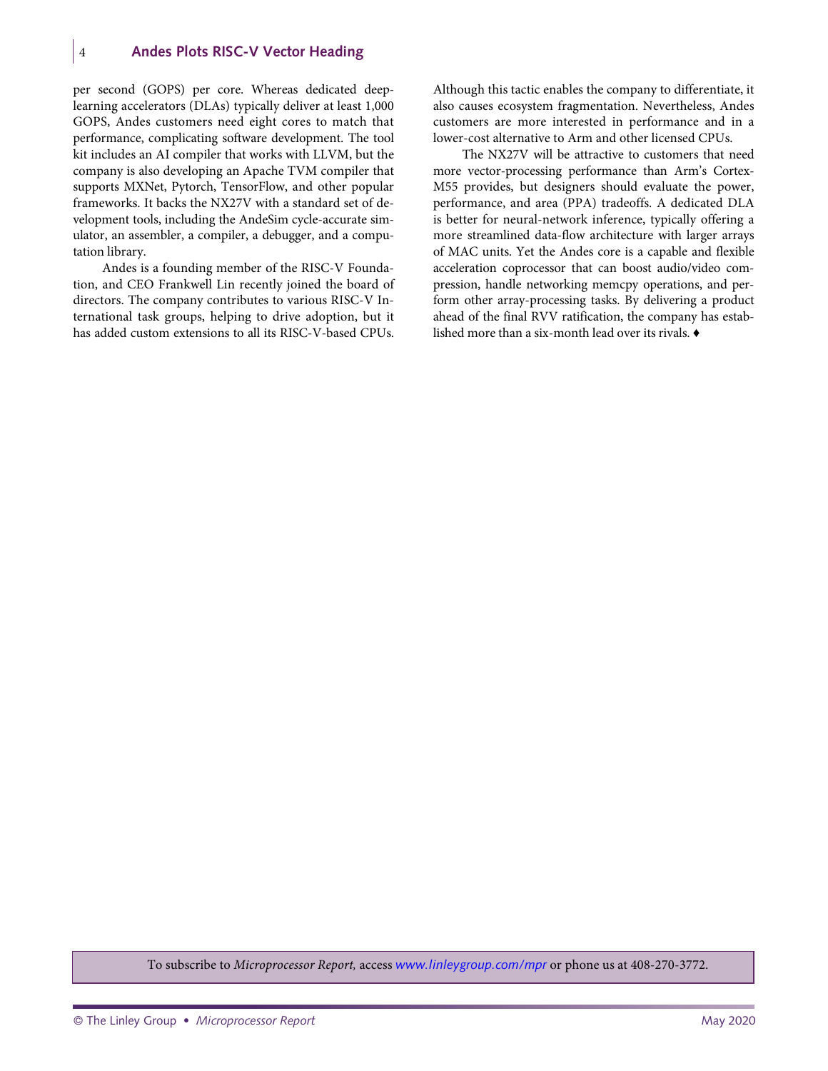per second (GOPS) per core. Whereas dedicated deep-learning accelerators (DLAs) typically deliver at least 1,000 GOPS, Andes customers need eight cores to match that performance, complicating software development. The tool kit includes an AI compiler that works with LLVM, but the company is also developing an Apache TVM compiler that supports MXNet, Pytorch, TensorFlow, and other popular frameworks. It backs the NX27V with a standard set of development tools, including the AndeSim cycle-accurate simulator, an assembler, a compiler, a debugger, and a computation library.

Andes is a founding member of the RISC-V Foundation, and CEO Frankwell Lin recently joined the board of directors. The company contributes to various RISC-V International task groups, helping to drive adoption, but it has added custom extensions to all its RISC-V-based CPUs. Although this tactic enables the company to differentiate, it also causes ecosystem fragmentation. Nevertheless, Andes customers are more interested in performance and in a lower-cost alternative to Arm and other licensed CPUs.

The NX27V will be attractive to customers that need more vector-processing performance than Arm's Cortex-M55 provides, but designers should evaluate the power, performance, and area (PPA) tradeoffs. A dedicated DLA is better for neural-network inference, typically offering a more streamlined data-flow architecture with larger arrays of MAC units. Yet the Andes core is a capable and flexible acceleration coprocessor that can boost audio/video compression, handle networking memcpy operations, and perform other array-processing tasks. By delivering a product ahead of the final RVV ratification, the company has established more than a six-month lead over its rivals. ♦

To subscribe to *Microprocessor Report*, access www.linleygroup.com/mpr or phone us at 408-270-3772.